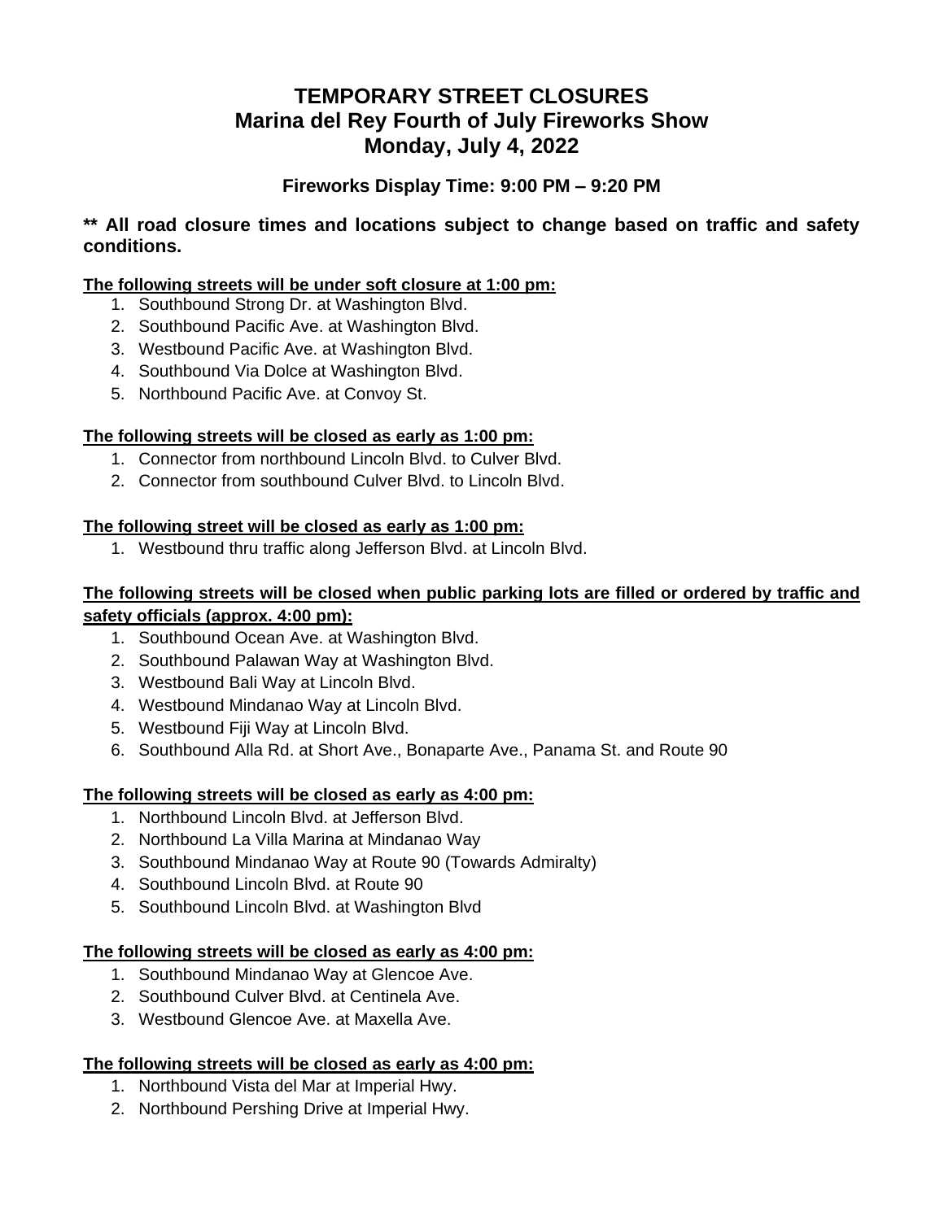# TEMPORARY STREET CLOSURES
# Marina del Rey Fourth of July Fireworks Show
# Monday, July 4, 2022

### Fireworks Display Time: 9:00 PM – 9:20 PM

**** All road closure times and locations subject to change based on traffic and safety conditions.**

**The following streets will be under soft closure at 1:00 pm:**

1. Southbound Strong Dr. at Washington Blvd.
2. Southbound Pacific Ave. at Washington Blvd.
3. Westbound Pacific Ave. at Washington Blvd.
4. Southbound Via Dolce at Washington Blvd.
5. Northbound Pacific Ave. at Convoy St.

**The following streets will be closed as early as 1:00 pm:**

1. Connector from northbound Lincoln Blvd. to Culver Blvd.
2. Connector from southbound Culver Blvd. to Lincoln Blvd.

**The following street will be closed as early as 1:00 pm:**

1. Westbound thru traffic along Jefferson Blvd. at Lincoln Blvd.

**The following streets will be closed when public parking lots are filled or ordered by traffic and safety officials (approx. 4:00 pm):**

1. Southbound Ocean Ave. at Washington Blvd.
2. Southbound Palawan Way at Washington Blvd.
3. Westbound Bali Way at Lincoln Blvd.
4. Westbound Mindanao Way at Lincoln Blvd.
5. Westbound Fiji Way at Lincoln Blvd.
6. Southbound Alla Rd. at Short Ave., Bonaparte Ave., Panama St. and Route 90

**The following streets will be closed as early as 4:00 pm:**

1. Northbound Lincoln Blvd. at Jefferson Blvd.
2. Northbound La Villa Marina at Mindanao Way
3. Southbound Mindanao Way at Route 90 (Towards Admiralty)
4. Southbound Lincoln Blvd. at Route 90
5. Southbound Lincoln Blvd. at Washington Blvd

**The following streets will be closed as early as 4:00 pm:**

1. Southbound Mindanao Way at Glencoe Ave.
2. Southbound Culver Blvd. at Centinela Ave.
3. Westbound Glencoe Ave. at Maxella Ave.

**The following streets will be closed as early as 4:00 pm:**

1. Northbound Vista del Mar at Imperial Hwy.
2. Northbound Pershing Drive at Imperial Hwy.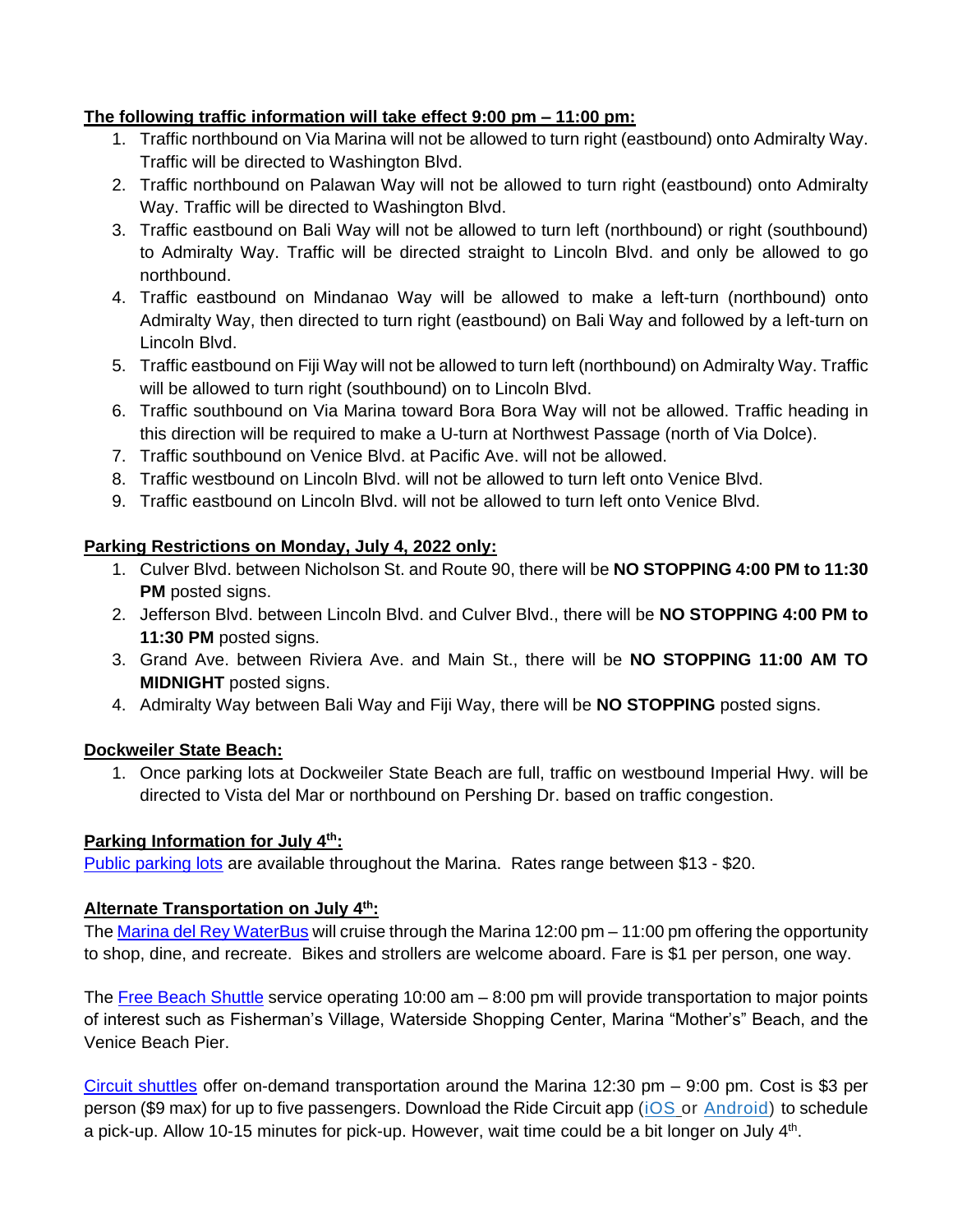**The following traffic information will take effect 9:00 pm – 11:00 pm:**

1. Traffic northbound on Via Marina will not be allowed to turn right (eastbound) onto Admiralty Way. Traffic will be directed to Washington Blvd.
2. Traffic northbound on Palawan Way will not be allowed to turn right (eastbound) onto Admiralty Way. Traffic will be directed to Washington Blvd.
3. Traffic eastbound on Bali Way will not be allowed to turn left (northbound) or right (southbound) to Admiralty Way. Traffic will be directed straight to Lincoln Blvd. and only be allowed to go northbound.
4. Traffic eastbound on Mindanao Way will be allowed to make a left-turn (northbound) onto Admiralty Way, then directed to turn right (eastbound) on Bali Way and followed by a left-turn on Lincoln Blvd.
5. Traffic eastbound on Fiji Way will not be allowed to turn left (northbound) on Admiralty Way. Traffic will be allowed to turn right (southbound) on to Lincoln Blvd.
6. Traffic southbound on Via Marina toward Bora Bora Way will not be allowed. Traffic heading in this direction will be required to make a U-turn at Northwest Passage (north of Via Dolce).
7. Traffic southbound on Venice Blvd. at Pacific Ave. will not be allowed.
8. Traffic westbound on Lincoln Blvd. will not be allowed to turn left onto Venice Blvd.
9. Traffic eastbound on Lincoln Blvd. will not be allowed to turn left onto Venice Blvd.

**Parking Restrictions on Monday, July 4, 2022 only:**

1. Culver Blvd. between Nicholson St. and Route 90, there will be **NO STOPPING 4:00 PM to 11:30 PM** posted signs.
2. Jefferson Blvd. between Lincoln Blvd. and Culver Blvd., there will be **NO STOPPING 4:00 PM to 11:30 PM** posted signs.
3. Grand Ave. between Riviera Ave. and Main St., there will be **NO STOPPING 11:00 AM TO MIDNIGHT** posted signs.
4. Admiralty Way between Bali Way and Fiji Way, there will be **NO STOPPING** posted signs.

**Dockweiler State Beach:**

1. Once parking lots at Dockweiler State Beach are full, traffic on westbound Imperial Hwy. will be directed to Vista del Mar or northbound on Pershing Dr. based on traffic congestion.

**Parking Information for July 4th:**

Public parking lots are available throughout the Marina. Rates range between $13 - $20.

**Alternate Transportation on July 4th:**

The Marina del Rey WaterBus will cruise through the Marina 12:00 pm – 11:00 pm offering the opportunity to shop, dine, and recreate. Bikes and strollers are welcome aboard. Fare is $1 per person, one way.

The Free Beach Shuttle service operating 10:00 am – 8:00 pm will provide transportation to major points of interest such as Fisherman's Village, Waterside Shopping Center, Marina "Mother's" Beach, and the Venice Beach Pier.

Circuit shuttles offer on-demand transportation around the Marina 12:30 pm – 9:00 pm. Cost is $3 per person ($9 max) for up to five passengers. Download the Ride Circuit app (iOS or Android) to schedule a pick-up. Allow 10-15 minutes for pick-up. However, wait time could be a bit longer on July 4th.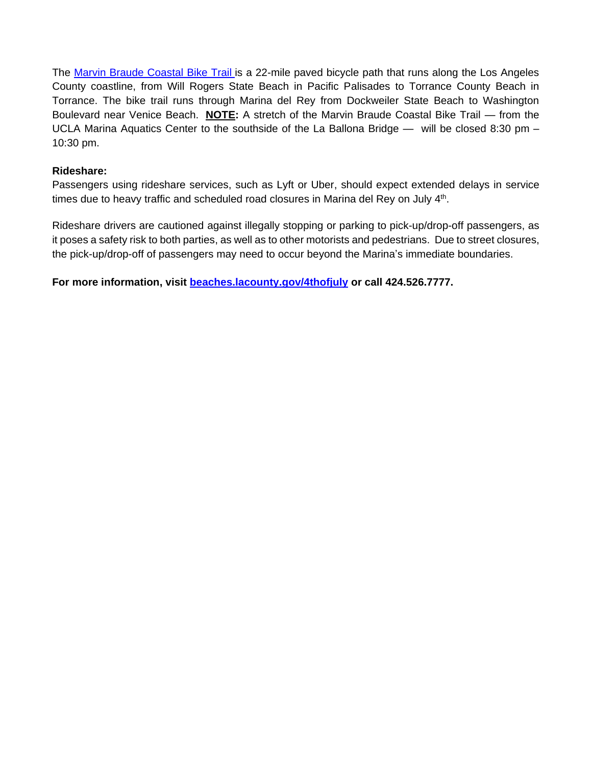The [Marvin Braude Coastal Bike Trail ]is a 22-mile paved bicycle path that runs along the Los Angeles County coastline, from Will Rogers State Beach in Pacific Palisades to Torrance County Beach in Torrance. The bike trail runs through Marina del Rey from Dockweiler State Beach to Washington Boulevard near Venice Beach. **NOTE:** A stretch of the Marvin Braude Coastal Bike Trail — from the UCLA Marina Aquatics Center to the southside of the La Ballona Bridge — will be closed 8:30 pm – 10:30 pm.

**Rideshare:**
Passengers using rideshare services, such as Lyft or Uber, should expect extended delays in service times due to heavy traffic and scheduled road closures in Marina del Rey on July 4th.

Rideshare drivers are cautioned against illegally stopping or parking to pick-up/drop-off passengers, as it poses a safety risk to both parties, as well as to other motorists and pedestrians. Due to street closures, the pick-up/drop-off of passengers may need to occur beyond the Marina's immediate boundaries.

**For more information, visit beaches.lacounty.gov/4thofjuly or call 424.526.7777.**